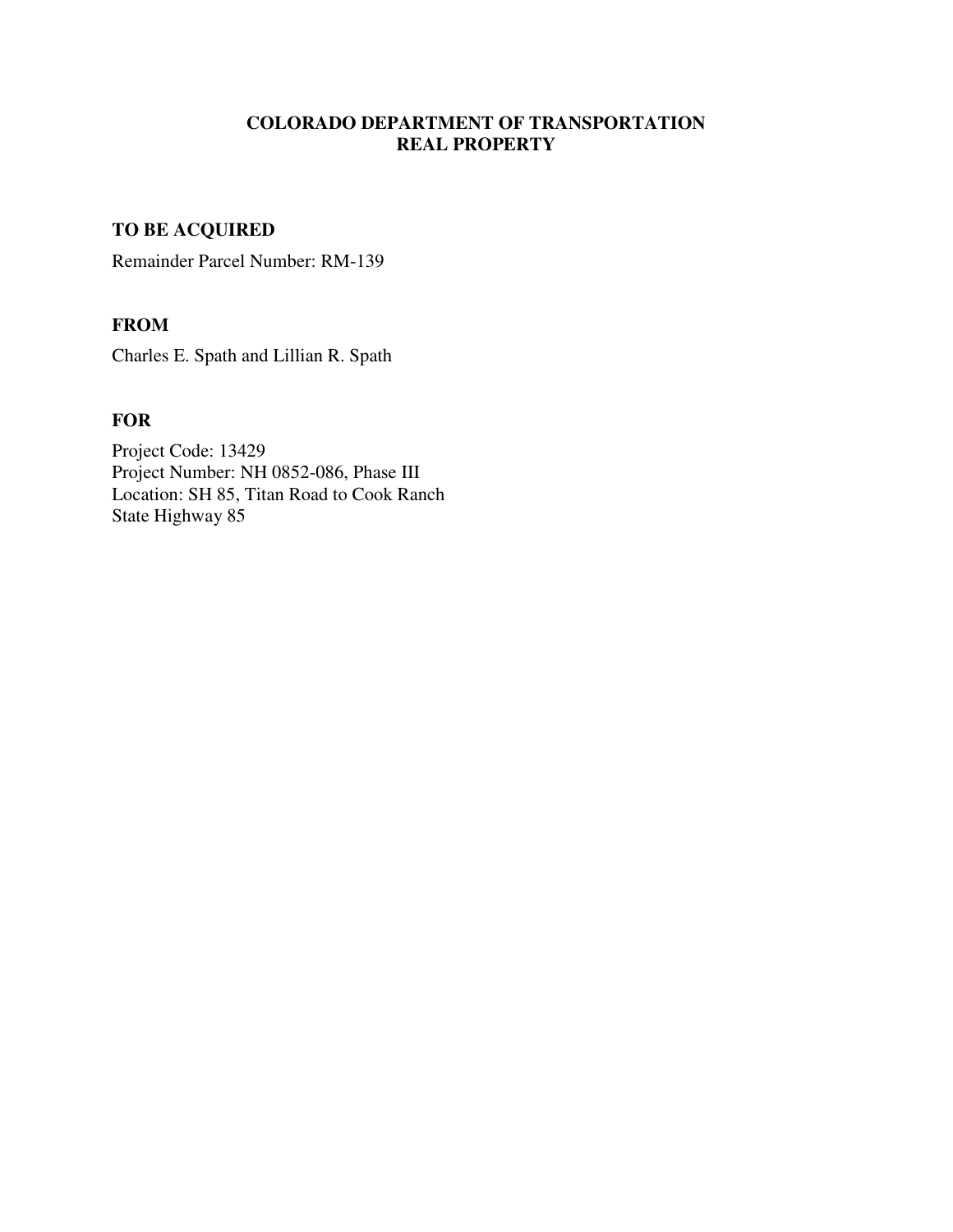# COLORADO DEPARTMENT OF TRANSPORTATION
# REAL PROPERTY

## TO BE ACQUIRED

Remainder Parcel Number: RM-139

## FROM

Charles E. Spath and Lillian R. Spath

## FOR

Project Code: 13429
Project Number: NH 0852-086, Phase III
Location: SH 85, Titan Road to Cook Ranch
State Highway 85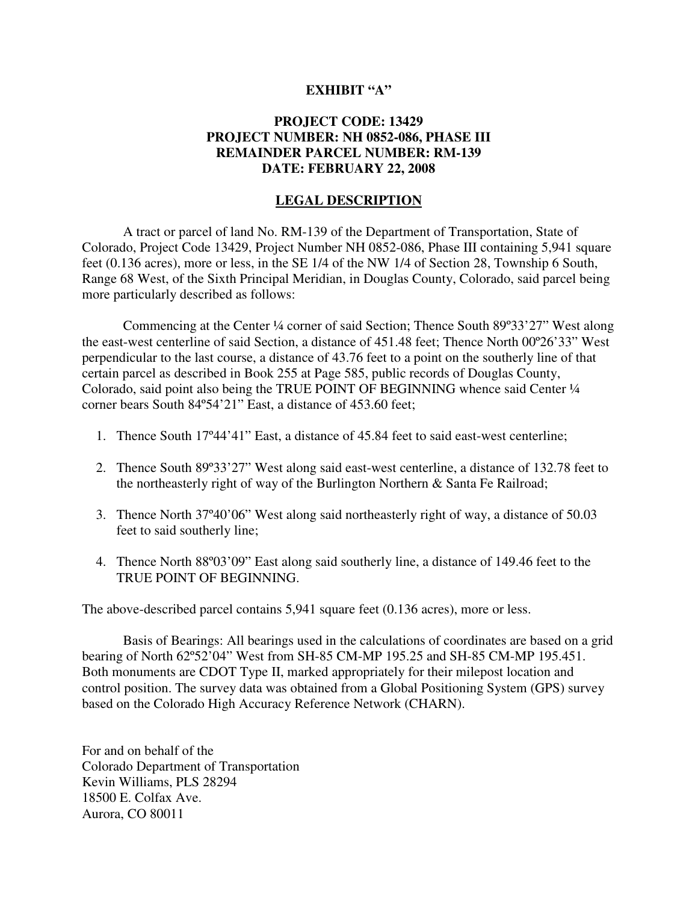**EXHIBIT "A"**

**PROJECT CODE: 13429**
**PROJECT NUMBER: NH 0852-086, PHASE III**
**REMAINDER PARCEL NUMBER: RM-139**
**DATE: FEBRUARY 22, 2008**

**LEGAL DESCRIPTION**

A tract or parcel of land No. RM-139 of the Department of Transportation, State of Colorado, Project Code 13429, Project Number NH 0852-086, Phase III containing 5,941 square feet (0.136 acres), more or less, in the SE 1/4 of the NW 1/4 of Section 28, Township 6 South, Range 68 West, of the Sixth Principal Meridian, in Douglas County, Colorado, said parcel being more particularly described as follows:

Commencing at the Center ¼ corner of said Section; Thence South 89º33'27" West along the east-west centerline of said Section, a distance of 451.48 feet; Thence North 00º26'33" West perpendicular to the last course, a distance of 43.76 feet to a point on the southerly line of that certain parcel as described in Book 255 at Page 585, public records of Douglas County, Colorado, said point also being the TRUE POINT OF BEGINNING whence said Center ¼ corner bears South 84º54'21" East, a distance of 453.60 feet;

1. Thence South 17º44'41" East, a distance of 45.84 feet to said east-west centerline;
2. Thence South 89º33'27" West along said east-west centerline, a distance of 132.78 feet to the northeasterly right of way of the Burlington Northern & Santa Fe Railroad;
3. Thence North 37º40'06" West along said northeasterly right of way, a distance of 50.03 feet to said southerly line;
4. Thence North 88º03'09" East along said southerly line, a distance of 149.46 feet to the TRUE POINT OF BEGINNING.

The above-described parcel contains 5,941 square feet (0.136 acres), more or less.

Basis of Bearings: All bearings used in the calculations of coordinates are based on a grid bearing of North 62º52'04" West from SH-85 CM-MP 195.25 and SH-85 CM-MP 195.451. Both monuments are CDOT Type II, marked appropriately for their milepost location and control position. The survey data was obtained from a Global Positioning System (GPS) survey based on the Colorado High Accuracy Reference Network (CHARN).

For and on behalf of the
Colorado Department of Transportation
Kevin Williams, PLS 28294
18500 E. Colfax Ave.
Aurora, CO 80011